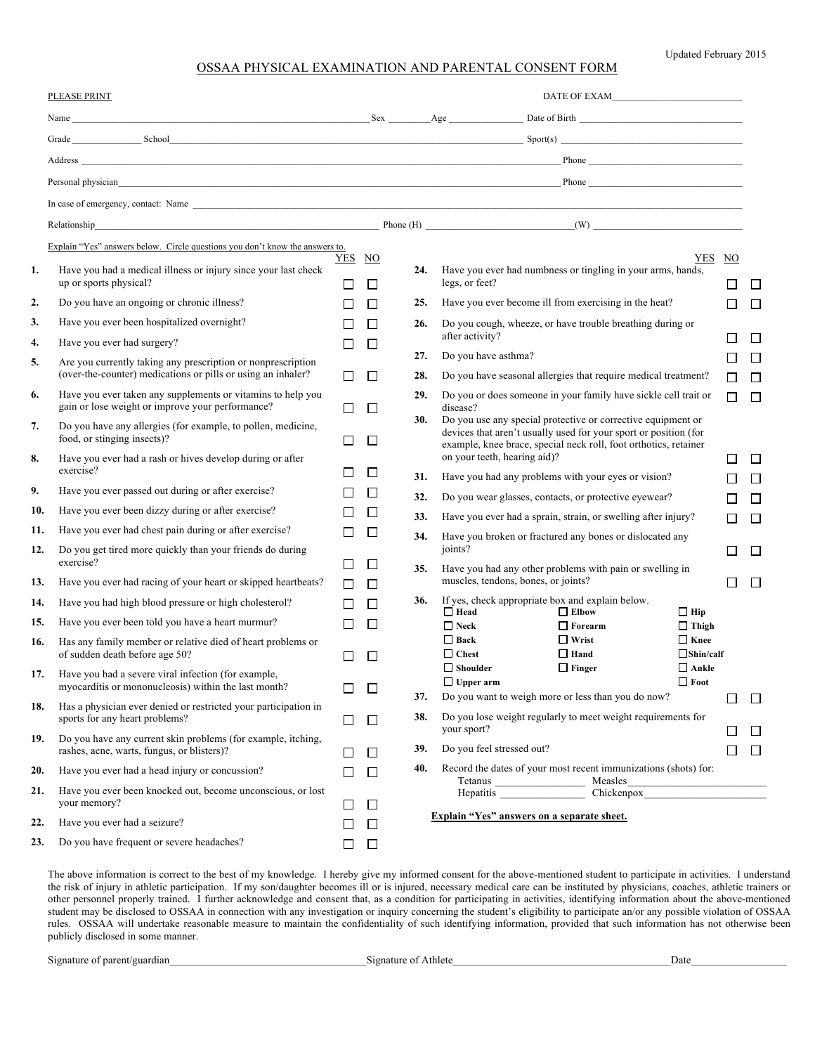Updated February 2015

# OSSAA PHYSICAL EXAMINATION AND PARENTAL CONSENT FORM

PLEASE PRINT

DATE OF EXAM___________________________

Name ______________________________________________ Sex ________ Age _______________ Date of Birth ______________________________

Grade _______________ School ______________________________________________ Sport(s) ______________________________

Address ______________________________________________ Phone ______________________________

Personal physician ______________________________________________ Phone ______________________________

In case of emergency, contact: Name ______________________________________________

Relationship ______________________________ Phone (H) ______________________________ (W) ______________________________

Explain "Yes" answers below. Circle questions you don't know the answers to.

| # | Question | YES | NO |
|---|---|---|---|
| 1. | Have you had a medical illness or injury since your last check up or sports physical? | ☐ | ☐ |
| 2. | Do you have an ongoing or chronic illness? | ☐ | ☐ |
| 3. | Have you ever been hospitalized overnight? | ☐ | ☐ |
| 4. | Have you ever had surgery? | ☐ | ☐ |
| 5. | Are you currently taking any prescription or nonprescription (over-the-counter) medications or pills or using an inhaler? | ☐ | ☐ |
| 6. | Have you ever taken any supplements or vitamins to help you gain or lose weight or improve your performance? | ☐ | ☐ |
| 7. | Do you have any allergies (for example, to pollen, medicine, food, or stinging insects)? | ☐ | ☐ |
| 8. | Have you ever had a rash or hives develop during or after exercise? | ☐ | ☐ |
| 9. | Have you ever passed out during or after exercise? | ☐ | ☐ |
| 10. | Have you ever been dizzy during or after exercise? | ☐ | ☐ |
| 11. | Have you ever had chest pain during or after exercise? | ☐ | ☐ |
| 12. | Do you get tired more quickly than your friends do during exercise? | ☐ | ☐ |
| 13. | Have you ever had racing of your heart or skipped heartbeats? | ☐ | ☐ |
| 14. | Have you had high blood pressure or high cholesterol? | ☐ | ☐ |
| 15. | Have you ever been told you have a heart murmur? | ☐ | ☐ |
| 16. | Has any family member or relative died of heart problems or of sudden death before age 50? | ☐ | ☐ |
| 17. | Have you had a severe viral infection (for example, myocarditis or mononucleosis) within the last month? | ☐ | ☐ |
| 18. | Has a physician ever denied or restricted your participation in sports for any heart problems? | ☐ | ☐ |
| 19. | Do you have any current skin problems (for example, itching, rashes, acne, warts, fungus, or blisters)? | ☐ | ☐ |
| 20. | Have you ever had a head injury or concussion? | ☐ | ☐ |
| 21. | Have you ever been knocked out, become unconscious, or lost your memory? | ☐ | ☐ |
| 22. | Have you ever had a seizure? | ☐ | ☐ |
| 23. | Do you have frequent or severe headaches? | ☐ | ☐ |
| 24. | Have you ever had numbness or tingling in your arms, hands, legs, or feet? | ☐ | ☐ |
| 25. | Have you ever become ill from exercising in the heat? | ☐ | ☐ |
| 26. | Do you cough, wheeze, or have trouble breathing during or after activity? | ☐ | ☐ |
| 27. | Do you have asthma? | ☐ | ☐ |
| 28. | Do you have seasonal allergies that require medical treatment? | ☐ | ☐ |
| 29. | Do you or does someone in your family have sickle cell trait or disease? | ☐ | ☐ |
| 30. | Do you use any special protective or corrective equipment or devices that aren't usually used for your sport or position (for example, knee brace, special neck roll, foot orthotics, retainer on your teeth, hearing aid)? | ☐ | ☐ |
| 31. | Have you had any problems with your eyes or vision? | ☐ | ☐ |
| 32. | Do you wear glasses, contacts, or protective eyewear? | ☐ | ☐ |
| 33. | Have you ever had a sprain, strain, or swelling after injury? | ☐ | ☐ |
| 34. | Have you broken or fractured any bones or dislocated any joints? | ☐ | ☐ |
| 35. | Have you had any other problems with pain or swelling in muscles, tendons, bones, or joints? | ☐ | ☐ |

**36.** If yes, check appropriate box and explain below.

| | | |
|---|---|---|
| ☐ **Head** | ☐ **Elbow** | ☐ **Hip** |
| ☐ **Neck** | ☐ **Forearm** | ☐ **Thigh** |
| ☐ **Back** | ☐ **Wrist** | ☐ **Knee** |
| ☐ **Chest** | ☐ **Hand** | ☐ **Shin/calf** |
| ☐ **Shoulder** | ☐ **Finger** | ☐ **Ankle** |
| ☐ **Upper arm** | | ☐ **Foot** |

| # | Question | YES | NO |
|---|---|---|---|
| 37. | Do you want to weigh more or less than you do now? | ☐ | ☐ |
| 38. | Do you lose weight regularly to meet weight requirements for your sport? | ☐ | ☐ |
| 39. | Do you feel stressed out? | ☐ | ☐ |

**40.** Record the dates of your most recent immunizations (shots) for:

Tetanus ________________ Measles __________________________

Hepatitis ________________ Chickenpox ______________________

**Explain "Yes" answers on a separate sheet.**

The above information is correct to the best of my knowledge. I hereby give my informed consent for the above-mentioned student to participate in activities. I understand the risk of injury in athletic participation. If my son/daughter becomes ill or is injured, necessary medical care can be instituted by physicians, coaches, athletic trainers or other personnel properly trained. I further acknowledge and consent that, as a condition for participating in activities, identifying information about the above-mentioned student may be disclosed to OSSAA in connection with any investigation or inquiry concerning the student's eligibility to participate an/or any possible violation of OSSAA rules. OSSAA will undertake reasonable measure to maintain the confidentiality of such identifying information, provided that such information has not otherwise been publicly disclosed in some manner.

Signature of parent/guardian____________________________________ Signature of Athlete________________________________________ Date__________________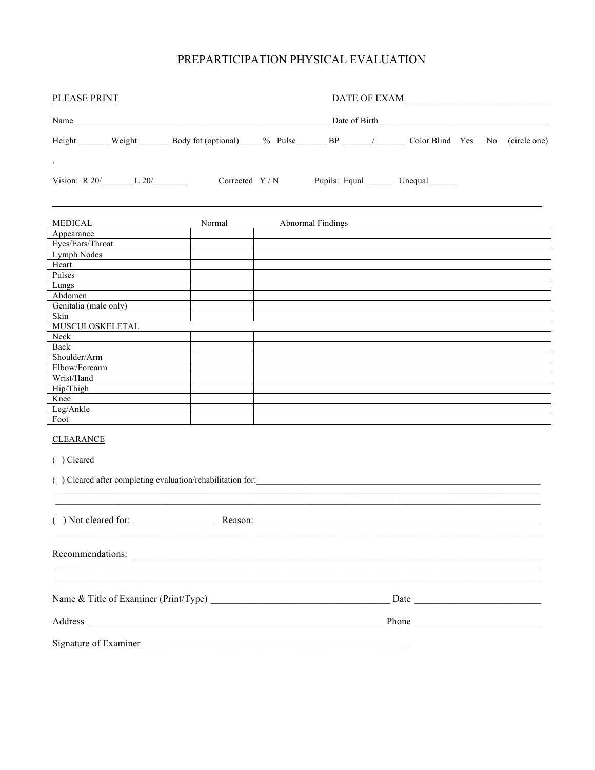# PREPARTICIPATION PHYSICAL EVALUATION

PLEASE PRINT DATE OF EXAM ______________________________

Name ___________________________________________________________ Date of Birth________________________________________

Height _______ Weight _______ Body fat (optional) _____% Pulse_______ BP _______/_______ Color Blind Yes No (circle one)

.

Vision: R 20/_______ L 20/________ Corrected Y / N Pupils: Equal ______ Unequal ______

| MEDICAL | Normal | Abnormal Findings |
|---|---|---|
| Appearance | | |
| Eyes/Ears/Throat | | |
| Lymph Nodes | | |
| Heart | | |
| Pulses | | |
| Lungs | | |
| Abdomen | | |
| Genitalia (male only) | | |
| Skin | | |
| MUSCULOSKELETAL | | |
| Neck | | |
| Back | | |
| Shoulder/Arm | | |
| Elbow/Forearm | | |
| Wrist/Hand | | |
| Hip/Thigh | | |
| Knee | | |
| Leg/Ankle | | |
| Foot | | |

CLEARANCE

( ) Cleared

( ) Cleared after completing evaluation/rehabilitation for:_________________________________________________________________

( ) Not cleared for: _________________ Reason:_____________________________________________________________

Recommendations: ______________________________________________________________________________

Name & Title of Examiner (Print/Type) ____________________________________ Date _________________________

Address ______________________________________________________________Phone _________________________

Signature of Examiner _______________________________________________________